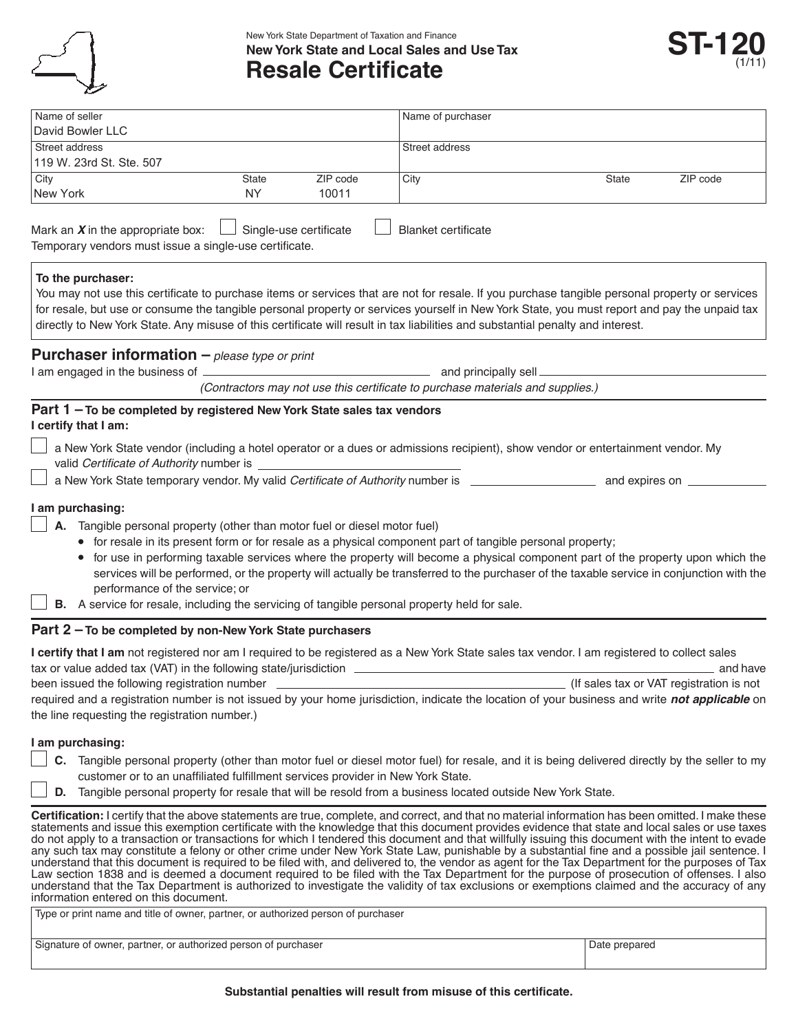New York State Department of Taxation and Finance

**New York State and Local Sales and Use Tax**

# Resale Certificate

**ST-120** (1/11)

| Name of seller | | | Name of purchaser | | |
|---|---|---|---|---|---|
| David Bowler LLC | | | | | |
| **Street address** | | | **Street address** | | |
| 119 W. 23rd St. Ste. 507 | | | | | |
| **City** | **State** | **ZIP code** | **City** | **State** | **ZIP code** |
| New York | NY | 10011 | | | |

Mark an ***X*** in the appropriate box: ☐ Single-use certificate ☐ Blanket certificate

Temporary vendors must issue a single-use certificate.

> **To the purchaser:**
> You may not use this certificate to purchase items or services that are not for resale. If you purchase tangible personal property or services for resale, but use or consume the tangible personal property or services yourself in New York State, you must report and pay the unpaid tax directly to New York State. Any misuse of this certificate will result in tax liabilities and substantial penalty and interest.

## Purchaser information – *please type or print*

I am engaged in the business of ______________________ and principally sell ______________________

*(Contractors may not use this certificate to purchase materials and supplies.)*

## Part 1 – To be completed by registered New York State sales tax vendors

**I certify that I am:**

☐ a New York State vendor (including a hotel operator or a dues or admissions recipient), show vendor or entertainment vendor. My valid *Certificate of Authority* number is ______________________

☐ a New York State temporary vendor. My valid *Certificate of Authority* number is ______________ and expires on ______________

**I am purchasing:**

☐ **A.** Tangible personal property (other than motor fuel or diesel motor fuel)

- for resale in its present form or for resale as a physical component part of tangible personal property;
- for use in performing taxable services where the property will become a physical component part of the property upon which the services will be performed, or the property will actually be transferred to the purchaser of the taxable service in conjunction with the performance of the service; or

☐ **B.** A service for resale, including the servicing of tangible personal property held for sale.

## Part 2 – To be completed by non-New York State purchasers

**I certify that I am** not registered nor am I required to be registered as a New York State sales tax vendor. I am registered to collect sales tax or value added tax (VAT) in the following state/jurisdiction ______________________ and have been issued the following registration number ______________________ (If sales tax or VAT registration is not required and a registration number is not issued by your home jurisdiction, indicate the location of your business and write ***not applicable*** on the line requesting the registration number.)

**I am purchasing:**

☐ **C.** Tangible personal property (other than motor fuel or diesel motor fuel) for resale, and it is being delivered directly by the seller to my customer or to an unaffiliated fulfillment services provider in New York State.

☐ **D.** Tangible personal property for resale that will be resold from a business located outside New York State.

**Certification:** I certify that the above statements are true, complete, and correct, and that no material information has been omitted. I make these statements and issue this exemption certificate with the knowledge that this document provides evidence that state and local sales or use taxes do not apply to a transaction or transactions for which I tendered this document and that willfully issuing this document with the intent to evade any such tax may constitute a felony or other crime under New York State Law, punishable by a substantial fine and a possible jail sentence. I understand that this document is required to be filed with, and delivered to, the vendor as agent for the Tax Department for the purposes of Tax Law section 1838 and is deemed a document required to be filed with the Tax Department for the purpose of prosecution of offenses. I also understand that the Tax Department is authorized to investigate the validity of tax exclusions or exemptions claimed and the accuracy of any information entered on this document.

| Type or print name and title of owner, partner, or authorized person of purchaser | |
|---|---|
| | |
| **Signature of owner, partner, or authorized person of purchaser** | **Date prepared** |
| | |

**Substantial penalties will result from misuse of this certificate.**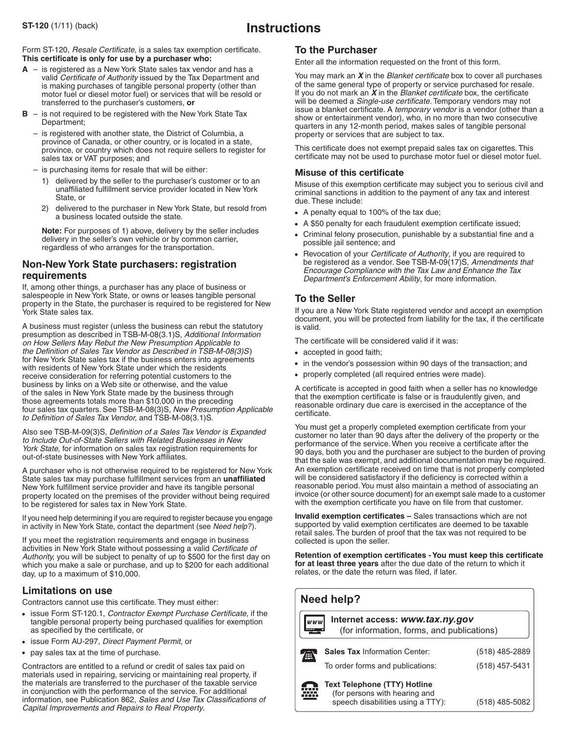# Instructions

Form ST-120, *Resale Certificate*, is a sales tax exemption certificate. **This certificate is only for use by a purchaser who:**

**A** – is registered as a New York State sales tax vendor and has a valid *Certificate of Authority* issued by the Tax Department and is making purchases of tangible personal property (other than motor fuel or diesel motor fuel) or services that will be resold or transferred to the purchaser's customers, **or**

**B** – is not required to be registered with the New York State Tax Department;

– is registered with another state, the District of Columbia, a province of Canada, or other country, or is located in a state, province, or country which does not require sellers to register for sales tax or VAT purposes; and

– is purchasing items for resale that will be either:

1) delivered by the seller to the purchaser's customer or to an unaffiliated fulfillment service provider located in New York State, or
2) delivered to the purchaser in New York State, but resold from a business located outside the state.

**Note:** For purposes of 1) above, delivery by the seller includes delivery in the seller's own vehicle or by common carrier, regardless of who arranges for the transportation.

## Non-New York State purchasers: registration requirements

If, among other things, a purchaser has any place of business or salespeople in New York State, or owns or leases tangible personal property in the State, the purchaser is required to be registered for New York State sales tax.

A business must register (unless the business can rebut the statutory presumption as described in TSB-M-08(3.1)S, *Additional Information on How Sellers May Rebut the New Presumption Applicable to the Definition of Sales Tax Vendor as Described in TSB-M-08(3)S*) for New York State sales tax if the business enters into agreements with residents of New York State under which the residents receive consideration for referring potential customers to the business by links on a Web site or otherwise, and the value of the sales in New York State made by the business through those agreements totals more than $10,000 in the preceding four sales tax quarters. See TSB-M-08(3)S, *New Presumption Applicable to Definition of Sales Tax Vendor,* and TSB-M-08(3.1)S.

Also see TSB-M-09(3)S, *Definition of a Sales Tax Vendor is Expanded to Include Out-of-State Sellers with Related Businesses in New York State,* for information on sales tax registration requirements for out-of-state businesses with New York affiliates.

A purchaser who is not otherwise required to be registered for New York State sales tax may purchase fulfillment services from an **unaffiliated** New York fulfillment service provider and have its tangible personal property located on the premises of the provider without being required to be registered for sales tax in New York State.

If you need help determining if you are required to register because you engage in activity in New York State, contact the department (see *Need help?*).

If you meet the registration requirements and engage in business activities in New York State without possessing a valid *Certificate of Authority,* you will be subject to penalty of up to $500 for the first day on which you make a sale or purchase, and up to $200 for each additional day, up to a maximum of $10,000.

## Limitations on use

Contractors cannot use this certificate. They must either:

- issue Form ST-120.1, *Contractor Exempt Purchase Certificate*, if the tangible personal property being purchased qualifies for exemption as specified by the certificate, or
- issue Form AU-297, *Direct Payment Permit*, or
- pay sales tax at the time of purchase.

Contractors are entitled to a refund or credit of sales tax paid on materials used in repairing, servicing or maintaining real property, if the materials are transferred to the purchaser of the taxable service in conjunction with the performance of the service. For additional information, see Publication 862, *Sales and Use Tax Classifications of Capital Improvements and Repairs to Real Property*.

## To the Purchaser

Enter all the information requested on the front of this form.

You may mark an ***X*** in the *Blanket certificate* box to cover all purchases of the same general type of property or service purchased for resale. If you do not mark an ***X*** in the *Blanket certificate* box, the certificate will be deemed a *Single-use certificate.* Temporary vendors may not issue a blanket certificate. A *temporary vendor* is a vendor (other than a show or entertainment vendor), who, in no more than two consecutive quarters in any 12-month period, makes sales of tangible personal property or services that are subject to tax.

This certificate does not exempt prepaid sales tax on cigarettes. This certificate may not be used to purchase motor fuel or diesel motor fuel.

### Misuse of this certificate

Misuse of this exemption certificate may subject you to serious civil and criminal sanctions in addition to the payment of any tax and interest due. These include:

- A penalty equal to 100% of the tax due;
- A $50 penalty for each fraudulent exemption certificate issued;
- Criminal felony prosecution, punishable by a substantial fine and a possible jail sentence; and
- Revocation of your *Certificate of Authority*, if you are required to be registered as a vendor. See TSB-M-09(17)S, *Amendments that Encourage Compliance with the Tax Law and Enhance the Tax Department's Enforcement Ability*, for more information.

## To the Seller

If you are a New York State registered vendor and accept an exemption document, you will be protected from liability for the tax, if the certificate is valid.

The certificate will be considered valid if it was:

- accepted in good faith;
- in the vendor's possession within 90 days of the transaction; and
- properly completed (all required entries were made).

A certificate is accepted in good faith when a seller has no knowledge that the exemption certificate is false or is fraudulently given, and reasonable ordinary due care is exercised in the acceptance of the certificate.

You must get a properly completed exemption certificate from your customer no later than 90 days after the delivery of the property or the performance of the service. When you receive a certificate after the 90 days, both you and the purchaser are subject to the burden of proving that the sale was exempt, and additional documentation may be required. An exemption certificate received on time that is not properly completed will be considered satisfactory if the deficiency is corrected within a reasonable period. You must also maintain a method of associating an invoice (or other source document) for an exempt sale made to a customer with the exemption certificate you have on file from that customer.

**Invalid exemption certificates –** Sales transactions which are not supported by valid exemption certificates are deemed to be taxable retail sales. The burden of proof that the tax was not required to be collected is upon the seller.

**Retention of exemption certificates - You must keep this certificate for at least three years** after the due date of the return to which it relates, or the date the return was filed, if later.

## Need help?

**Internet access: *www.tax.ny.gov***
(for information, forms, and publications)

| | |
|---|---|
| **Sales Tax** Information Center: | (518) 485-2889 |
| To order forms and publications: | (518) 457-5431 |
| **Text Telephone (TTY) Hotline** (for persons with hearing and speech disabilities using a TTY): | (518) 485-5082 |